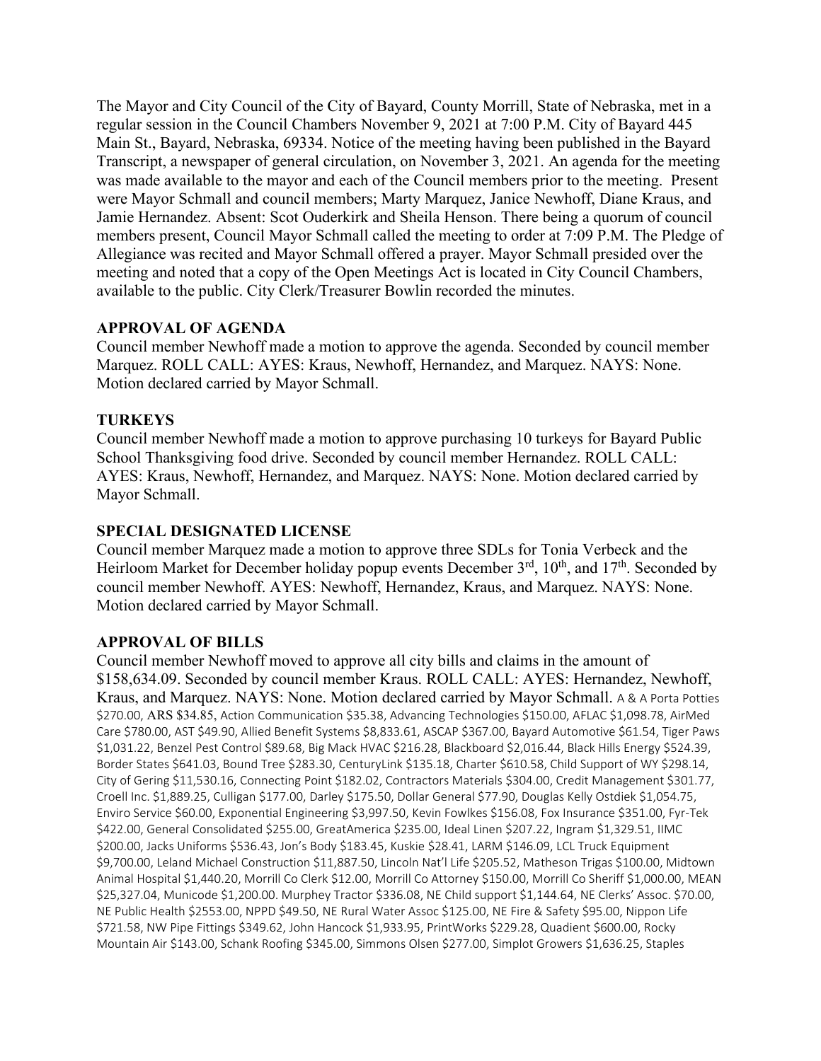The Mayor and City Council of the City of Bayard, County Morrill, State of Nebraska, met in a regular session in the Council Chambers November 9, 2021 at 7:00 P.M. City of Bayard 445 Main St., Bayard, Nebraska, 69334. Notice of the meeting having been published in the Bayard Transcript, a newspaper of general circulation, on November 3, 2021. An agenda for the meeting was made available to the mayor and each of the Council members prior to the meeting. Present were Mayor Schmall and council members; Marty Marquez, Janice Newhoff, Diane Kraus, and Jamie Hernandez. Absent: Scot Ouderkirk and Sheila Henson. There being a quorum of council members present, Council Mayor Schmall called the meeting to order at 7:09 P.M. The Pledge of Allegiance was recited and Mayor Schmall offered a prayer. Mayor Schmall presided over the meeting and noted that a copy of the Open Meetings Act is located in City Council Chambers, available to the public. City Clerk/Treasurer Bowlin recorded the minutes.

**APPROVAL OF AGENDA**

Council member Newhoff made a motion to approve the agenda. Seconded by council member Marquez. ROLL CALL: AYES: Kraus, Newhoff, Hernandez, and Marquez. NAYS: None. Motion declared carried by Mayor Schmall.

**TURKEYS**

Council member Newhoff made a motion to approve purchasing 10 turkeys for Bayard Public School Thanksgiving food drive. Seconded by council member Hernandez. ROLL CALL: AYES: Kraus, Newhoff, Hernandez, and Marquez. NAYS: None. Motion declared carried by Mayor Schmall.

**SPECIAL DESIGNATED LICENSE**

Council member Marquez made a motion to approve three SDLs for Tonia Verbeck and the Heirloom Market for December holiday popup events December 3rd, 10th, and 17th. Seconded by council member Newhoff. AYES: Newhoff, Hernandez, Kraus, and Marquez. NAYS: None. Motion declared carried by Mayor Schmall.

**APPROVAL OF BILLS**

Council member Newhoff moved to approve all city bills and claims in the amount of $158,634.09. Seconded by council member Kraus. ROLL CALL: AYES: Hernandez, Newhoff, Kraus, and Marquez. NAYS: None. Motion declared carried by Mayor Schmall. A & A Porta Potties $270.00, ARS $34.85, Action Communication $35.38, Advancing Technologies $150.00, AFLAC $1,098.78, AirMed Care $780.00, AST $49.90, Allied Benefit Systems $8,833.61, ASCAP $367.00, Bayard Automotive $61.54, Tiger Paws $1,031.22, Benzel Pest Control $89.68, Big Mack HVAC $216.28, Blackboard $2,016.44, Black Hills Energy $524.39, Border States $641.03, Bound Tree $283.30, CenturyLink $135.18, Charter $610.58, Child Support of WY $298.14, City of Gering $11,530.16, Connecting Point $182.02, Contractors Materials $304.00, Credit Management $301.77, Croell Inc. $1,889.25, Culligan $177.00, Darley $175.50, Dollar General $77.90, Douglas Kelly Ostdiek $1,054.75, Enviro Service $60.00, Exponential Engineering $3,997.50, Kevin Fowlkes $156.08, Fox Insurance $351.00, Fyr-Tek $422.00, General Consolidated $255.00, GreatAmerica $235.00, Ideal Linen $207.22, Ingram $1,329.51, IIMC $200.00, Jacks Uniforms $536.43, Jon's Body $183.45, Kuskie $28.41, LARM $146.09, LCL Truck Equipment $9,700.00, Leland Michael Construction $11,887.50, Lincoln Nat'l Life $205.52, Matheson Trigas $100.00, Midtown Animal Hospital $1,440.20, Morrill Co Clerk $12.00, Morrill Co Attorney $150.00, Morrill Co Sheriff $1,000.00, MEAN $25,327.04, Municode $1,200.00. Murphey Tractor $336.08, NE Child support $1,144.64, NE Clerks' Assoc. $70.00, NE Public Health $2553.00, NPPD $49.50, NE Rural Water Assoc $125.00, NE Fire & Safety $95.00, Nippon Life $721.58, NW Pipe Fittings $349.62, John Hancock $1,933.95, PrintWorks $229.28, Quadient $600.00, Rocky Mountain Air $143.00, Schank Roofing $345.00, Simmons Olsen $277.00, Simplot Growers $1,636.25, Staples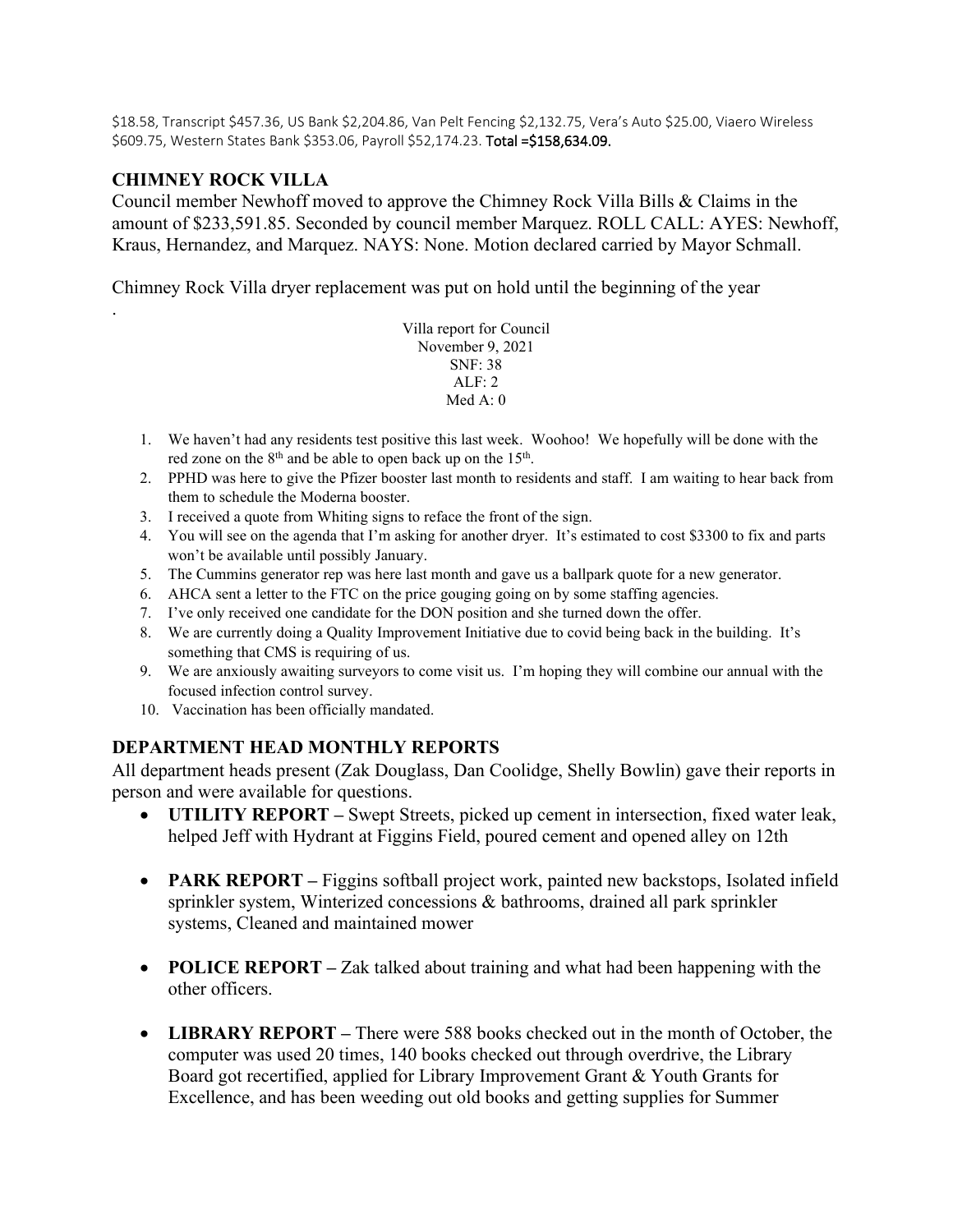$18.58, Transcript $457.36, US Bank $2,204.86, Van Pelt Fencing $2,132.75, Vera's Auto $25.00, Viaero Wireless $609.75, Western States Bank $353.06, Payroll $52,174.23. Total =$158,634.09.

## CHIMNEY ROCK VILLA

Council member Newhoff moved to approve the Chimney Rock Villa Bills & Claims in the amount of $233,591.85. Seconded by council member Marquez. ROLL CALL: AYES: Newhoff, Kraus, Hernandez, and Marquez. NAYS: None. Motion declared carried by Mayor Schmall.

Chimney Rock Villa dryer replacement was put on hold until the beginning of the year

.

Villa report for Council
November 9, 2021
SNF: 38
ALF: 2
Med A: 0

1. We haven't had any residents test positive this last week. Woohoo! We hopefully will be done with the red zone on the 8th and be able to open back up on the 15th.
2. PPHD was here to give the Pfizer booster last month to residents and staff. I am waiting to hear back from them to schedule the Moderna booster.
3. I received a quote from Whiting signs to reface the front of the sign.
4. You will see on the agenda that I'm asking for another dryer. It's estimated to cost $3300 to fix and parts won't be available until possibly January.
5. The Cummins generator rep was here last month and gave us a ballpark quote for a new generator.
6. AHCA sent a letter to the FTC on the price gouging going on by some staffing agencies.
7. I've only received one candidate for the DON position and she turned down the offer.
8. We are currently doing a Quality Improvement Initiative due to covid being back in the building. It's something that CMS is requiring of us.
9. We are anxiously awaiting surveyors to come visit us. I'm hoping they will combine our annual with the focused infection control survey.
10. Vaccination has been officially mandated.

## DEPARTMENT HEAD MONTHLY REPORTS

All department heads present (Zak Douglass, Dan Coolidge, Shelly Bowlin) gave their reports in person and were available for questions.

- **UTILITY REPORT –** Swept Streets, picked up cement in intersection, fixed water leak, helped Jeff with Hydrant at Figgins Field, poured cement and opened alley on 12th
- **PARK REPORT –** Figgins softball project work, painted new backstops, Isolated infield sprinkler system, Winterized concessions & bathrooms, drained all park sprinkler systems, Cleaned and maintained mower
- **POLICE REPORT –** Zak talked about training and what had been happening with the other officers.
- **LIBRARY REPORT –** There were 588 books checked out in the month of October, the computer was used 20 times, 140 books checked out through overdrive, the Library Board got recertified, applied for Library Improvement Grant & Youth Grants for Excellence, and has been weeding out old books and getting supplies for Summer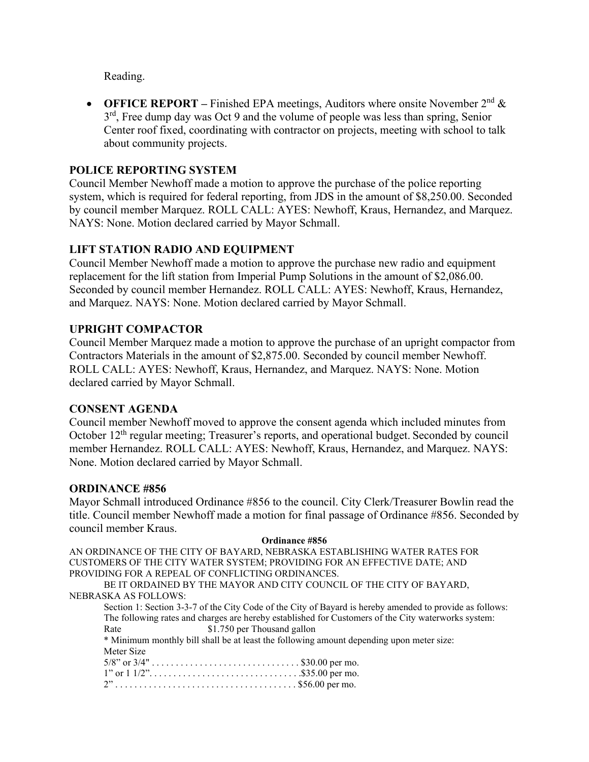Reading.

- **OFFICE REPORT –** Finished EPA meetings, Auditors where onsite November 2nd & 3rd, Free dump day was Oct 9 and the volume of people was less than spring, Senior Center roof fixed, coordinating with contractor on projects, meeting with school to talk about community projects.

## POLICE REPORTING SYSTEM

Council Member Newhoff made a motion to approve the purchase of the police reporting system, which is required for federal reporting, from JDS in the amount of $8,250.00. Seconded by council member Marquez. ROLL CALL: AYES: Newhoff, Kraus, Hernandez, and Marquez. NAYS: None. Motion declared carried by Mayor Schmall.

## LIFT STATION RADIO AND EQUIPMENT

Council Member Newhoff made a motion to approve the purchase new radio and equipment replacement for the lift station from Imperial Pump Solutions in the amount of $2,086.00. Seconded by council member Hernandez. ROLL CALL: AYES: Newhoff, Kraus, Hernandez, and Marquez. NAYS: None. Motion declared carried by Mayor Schmall.

## UPRIGHT COMPACTOR

Council Member Marquez made a motion to approve the purchase of an upright compactor from Contractors Materials in the amount of $2,875.00. Seconded by council member Newhoff. ROLL CALL: AYES: Newhoff, Kraus, Hernandez, and Marquez. NAYS: None. Motion declared carried by Mayor Schmall.

## CONSENT AGENDA

Council member Newhoff moved to approve the consent agenda which included minutes from October 12th regular meeting; Treasurer's reports, and operational budget. Seconded by council member Hernandez. ROLL CALL: AYES: Newhoff, Kraus, Hernandez, and Marquez. NAYS: None. Motion declared carried by Mayor Schmall.

## ORDINANCE #856

Mayor Schmall introduced Ordinance #856 to the council. City Clerk/Treasurer Bowlin read the title. Council member Newhoff made a motion for final passage of Ordinance #856. Seconded by council member Kraus.

**Ordinance #856**

AN ORDINANCE OF THE CITY OF BAYARD, NEBRASKA ESTABLISHING WATER RATES FOR CUSTOMERS OF THE CITY WATER SYSTEM; PROVIDING FOR AN EFFECTIVE DATE; AND PROVIDING FOR A REPEAL OF CONFLICTING ORDINANCES.

BE IT ORDAINED BY THE MAYOR AND CITY COUNCIL OF THE CITY OF BAYARD, NEBRASKA AS FOLLOWS:

Section 1: Section 3-3-7 of the City Code of the City of Bayard is hereby amended to provide as follows: The following rates and charges are hereby established for Customers of the City waterworks system:

Rate $1.750 per Thousand gallon

* Minimum monthly bill shall be at least the following amount depending upon meter size:

Meter Size

5/8" or 3/4" . . . . . . . . . . . . . . . . . . . . . . . . . . . . . . . $30.00 per mo.

1" or 1 1/2". . . . . . . . . . . . . . . . . . . . . . . . . . . . . . . .$35.00 per mo.

2" . . . . . . . . . . . . . . . . . . . . . . . . . . . . . . . . . . . . . $56.00 per mo.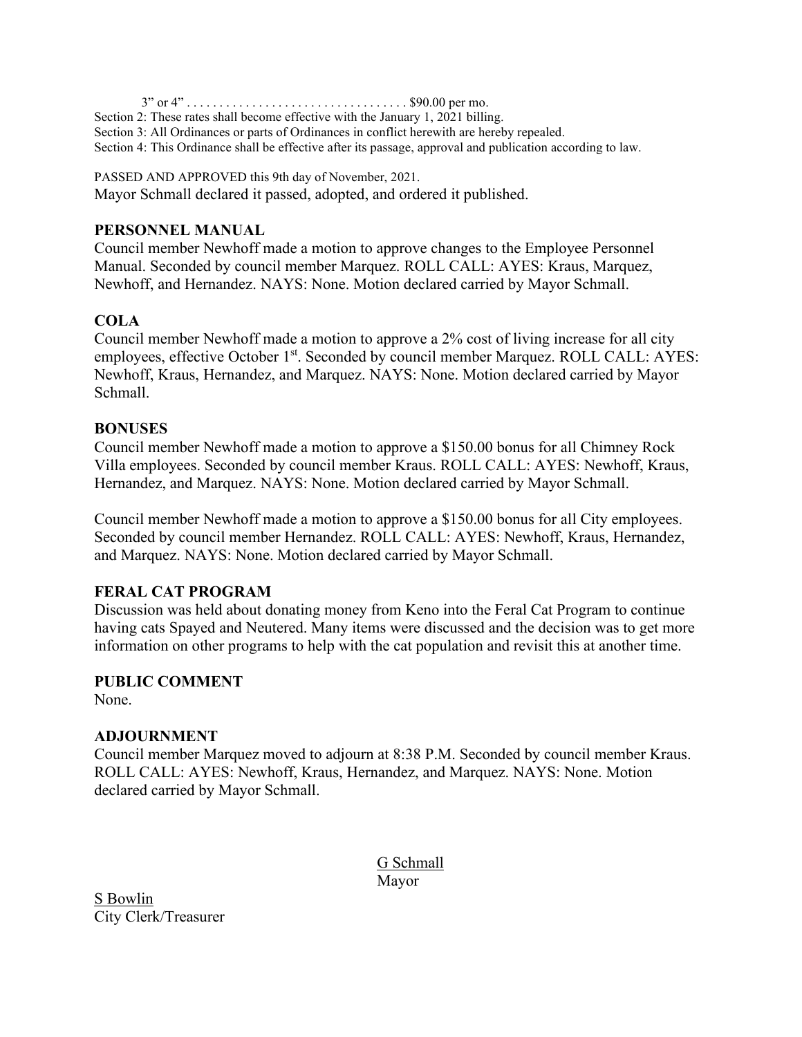3" or 4" . . . . . . . . . . . . . . . . . . . . . . . . . . . . . . . . . . $90.00 per mo.

Section 2: These rates shall become effective with the January 1, 2021 billing.

Section 3: All Ordinances or parts of Ordinances in conflict herewith are hereby repealed.

Section 4: This Ordinance shall be effective after its passage, approval and publication according to law.

PASSED AND APPROVED this 9th day of November, 2021.

Mayor Schmall declared it passed, adopted, and ordered it published.

**PERSONNEL MANUAL**

Council member Newhoff made a motion to approve changes to the Employee Personnel Manual. Seconded by council member Marquez. ROLL CALL: AYES: Kraus, Marquez, Newhoff, and Hernandez. NAYS: None. Motion declared carried by Mayor Schmall.

**COLA**

Council member Newhoff made a motion to approve a 2% cost of living increase for all city employees, effective October 1st. Seconded by council member Marquez. ROLL CALL: AYES: Newhoff, Kraus, Hernandez, and Marquez. NAYS: None. Motion declared carried by Mayor Schmall.

**BONUSES**

Council member Newhoff made a motion to approve a $150.00 bonus for all Chimney Rock Villa employees. Seconded by council member Kraus. ROLL CALL: AYES: Newhoff, Kraus, Hernandez, and Marquez. NAYS: None. Motion declared carried by Mayor Schmall.

Council member Newhoff made a motion to approve a $150.00 bonus for all City employees. Seconded by council member Hernandez. ROLL CALL: AYES: Newhoff, Kraus, Hernandez, and Marquez. NAYS: None. Motion declared carried by Mayor Schmall.

**FERAL CAT PROGRAM**

Discussion was held about donating money from Keno into the Feral Cat Program to continue having cats Spayed and Neutered. Many items were discussed and the decision was to get more information on other programs to help with the cat population and revisit this at another time.

**PUBLIC COMMENT**

None.

**ADJOURNMENT**

Council member Marquez moved to adjourn at 8:38 P.M. Seconded by council member Kraus. ROLL CALL: AYES: Newhoff, Kraus, Hernandez, and Marquez. NAYS: None. Motion declared carried by Mayor Schmall.

G Schmall
Mayor

S Bowlin
City Clerk/Treasurer